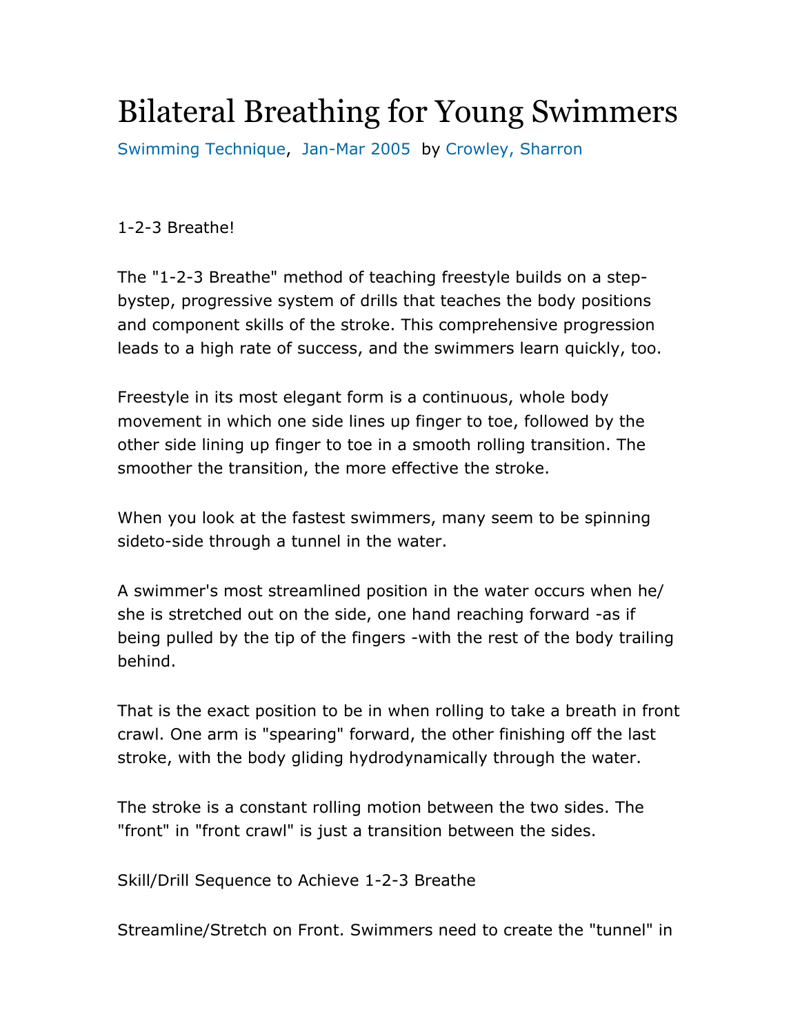# Bilateral Breathing for Young Swimmers

Swimming Technique, Jan-Mar 2005 by Crowley, Sharron

1-2-3 Breathe!

The "1-2-3 Breathe" method of teaching freestyle builds on a step-bystep, progressive system of drills that teaches the body positions and component skills of the stroke. This comprehensive progression leads to a high rate of success, and the swimmers learn quickly, too.

Freestyle in its most elegant form is a continuous, whole body movement in which one side lines up finger to toe, followed by the other side lining up finger to toe in a smooth rolling transition. The smoother the transition, the more effective the stroke.

When you look at the fastest swimmers, many seem to be spinning sideto-side through a tunnel in the water.

A swimmer's most streamlined position in the water occurs when he/she is stretched out on the side, one hand reaching forward -as if being pulled by the tip of the fingers -with the rest of the body trailing behind.

That is the exact position to be in when rolling to take a breath in front crawl. One arm is "spearing" forward, the other finishing off the last stroke, with the body gliding hydrodynamically through the water.

The stroke is a constant rolling motion between the two sides. The "front" in "front crawl" is just a transition between the sides.

Skill/Drill Sequence to Achieve 1-2-3 Breathe

Streamline/Stretch on Front. Swimmers need to create the "tunnel" in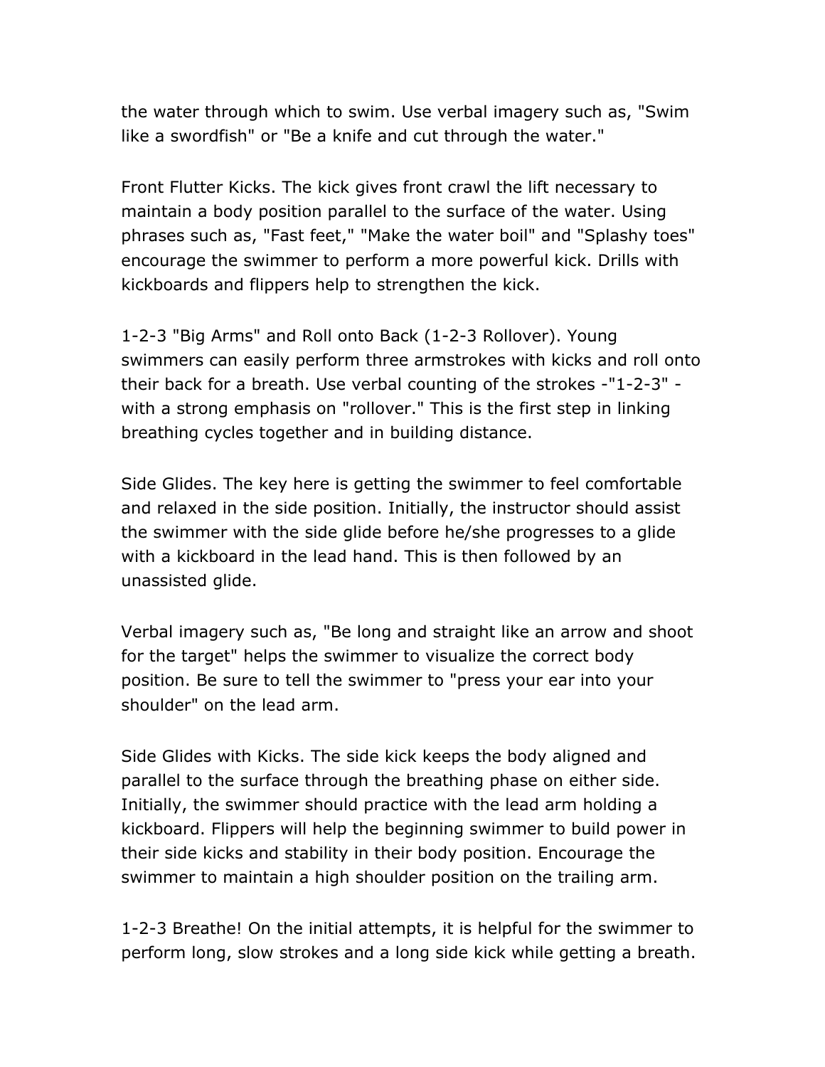the water through which to swim. Use verbal imagery such as, "Swim like a swordfish" or "Be a knife and cut through the water."

Front Flutter Kicks. The kick gives front crawl the lift necessary to maintain a body position parallel to the surface of the water. Using phrases such as, "Fast feet," "Make the water boil" and "Splashy toes" encourage the swimmer to perform a more powerful kick. Drills with kickboards and flippers help to strengthen the kick.

1-2-3 "Big Arms" and Roll onto Back (1-2-3 Rollover). Young swimmers can easily perform three armstrokes with kicks and roll onto their back for a breath. Use verbal counting of the strokes -"1-2-3" - with a strong emphasis on "rollover." This is the first step in linking breathing cycles together and in building distance.

Side Glides. The key here is getting the swimmer to feel comfortable and relaxed in the side position. Initially, the instructor should assist the swimmer with the side glide before he/she progresses to a glide with a kickboard in the lead hand. This is then followed by an unassisted glide.

Verbal imagery such as, "Be long and straight like an arrow and shoot for the target" helps the swimmer to visualize the correct body position. Be sure to tell the swimmer to "press your ear into your shoulder" on the lead arm.

Side Glides with Kicks. The side kick keeps the body aligned and parallel to the surface through the breathing phase on either side. Initially, the swimmer should practice with the lead arm holding a kickboard. Flippers will help the beginning swimmer to build power in their side kicks and stability in their body position. Encourage the swimmer to maintain a high shoulder position on the trailing arm.

1-2-3 Breathe! On the initial attempts, it is helpful for the swimmer to perform long, slow strokes and a long side kick while getting a breath.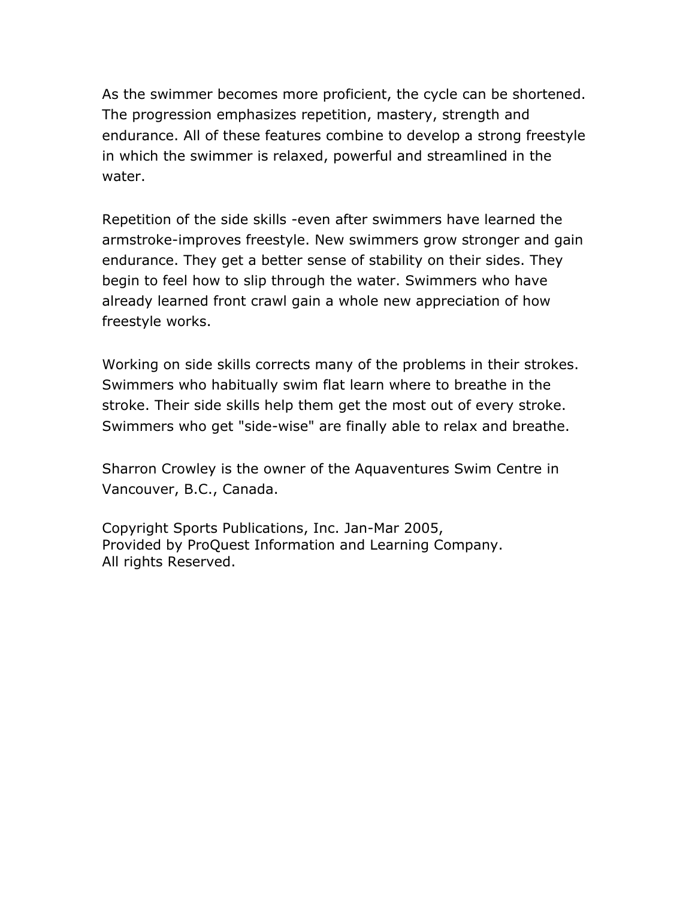As the swimmer becomes more proficient, the cycle can be shortened. The progression emphasizes repetition, mastery, strength and endurance. All of these features combine to develop a strong freestyle in which the swimmer is relaxed, powerful and streamlined in the water.

Repetition of the side skills -even after swimmers have learned the armstroke-improves freestyle. New swimmers grow stronger and gain endurance. They get a better sense of stability on their sides. They begin to feel how to slip through the water. Swimmers who have already learned front crawl gain a whole new appreciation of how freestyle works.

Working on side skills corrects many of the problems in their strokes. Swimmers who habitually swim flat learn where to breathe in the stroke. Their side skills help them get the most out of every stroke. Swimmers who get "side-wise" are finally able to relax and breathe.

Sharron Crowley is the owner of the Aquaventures Swim Centre in Vancouver, B.C., Canada.

Copyright Sports Publications, Inc. Jan-Mar 2005,
Provided by ProQuest Information and Learning Company.
All rights Reserved.